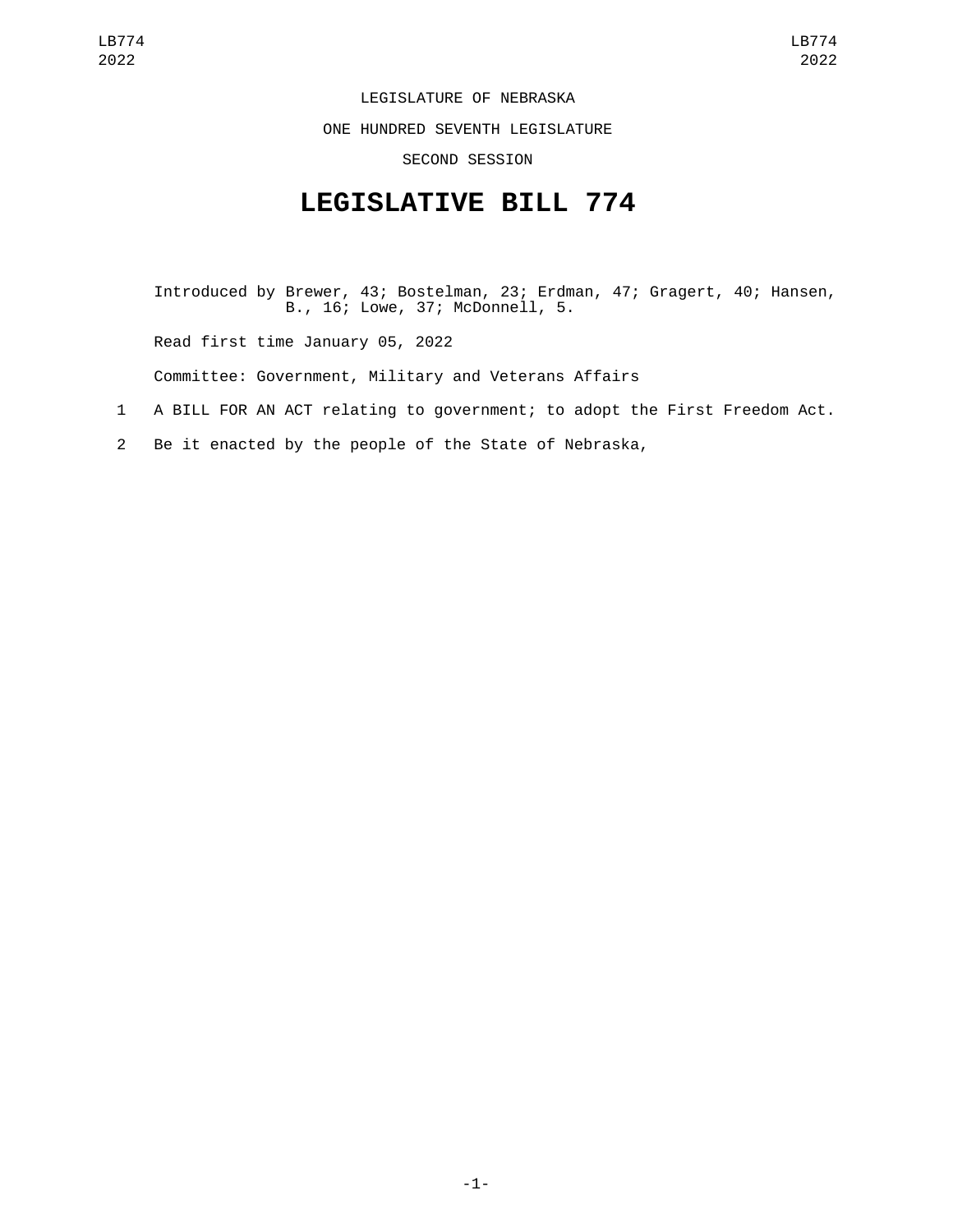LEGISLATURE OF NEBRASKA

ONE HUNDRED SEVENTH LEGISLATURE

SECOND SESSION

# LEGISLATIVE BILL 774

Introduced by Brewer, 43; Bostelman, 23; Erdman, 47; Gragert, 40; Hansen, B., 16; Lowe, 37; McDonnell, 5.

Read first time January 05, 2022

Committee: Government, Military and Veterans Affairs

1 A BILL FOR AN ACT relating to government; to adopt the First Freedom Act.

2 Be it enacted by the people of the State of Nebraska,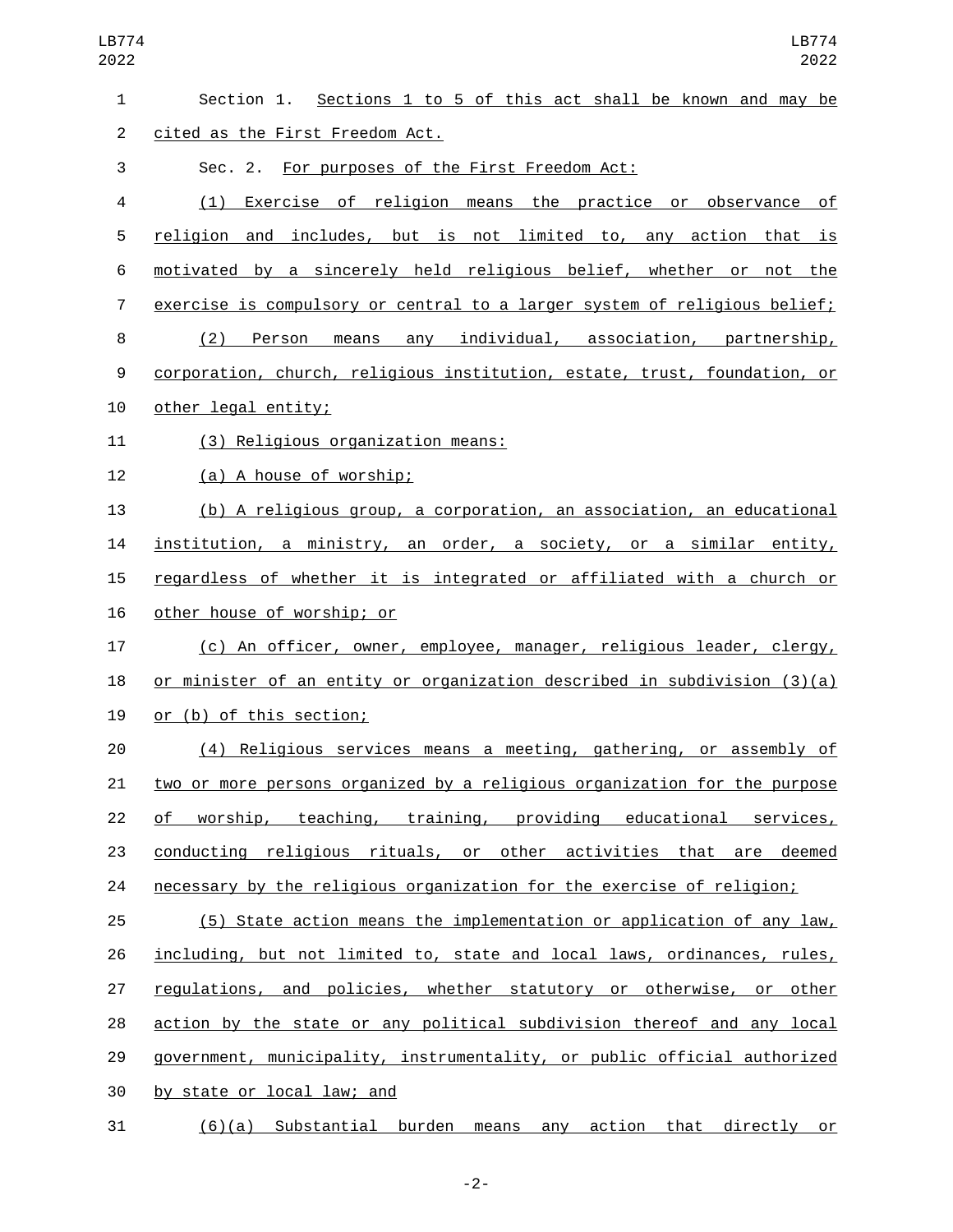Section 1. Sections 1 to 5 of this act shall be known and may be cited as the First Freedom Act.

Sec. 2. For purposes of the First Freedom Act:

(1) Exercise of religion means the practice or observance of religion and includes, but is not limited to, any action that is motivated by a sincerely held religious belief, whether or not the exercise is compulsory or central to a larger system of religious belief;

(2) Person means any individual, association, partnership, corporation, church, religious institution, estate, trust, foundation, or other legal entity;

(3) Religious organization means:

(a) A house of worship;

(b) A religious group, a corporation, an association, an educational institution, a ministry, an order, a society, or a similar entity, regardless of whether it is integrated or affiliated with a church or other house of worship; or

(c) An officer, owner, employee, manager, religious leader, clergy, or minister of an entity or organization described in subdivision (3)(a) or (b) of this section;

(4) Religious services means a meeting, gathering, or assembly of two or more persons organized by a religious organization for the purpose of worship, teaching, training, providing educational services, conducting religious rituals, or other activities that are deemed necessary by the religious organization for the exercise of religion;

(5) State action means the implementation or application of any law, including, but not limited to, state and local laws, ordinances, rules, regulations, and policies, whether statutory or otherwise, or other action by the state or any political subdivision thereof and any local government, municipality, instrumentality, or public official authorized by state or local law; and

(6)(a) Substantial burden means any action that directly or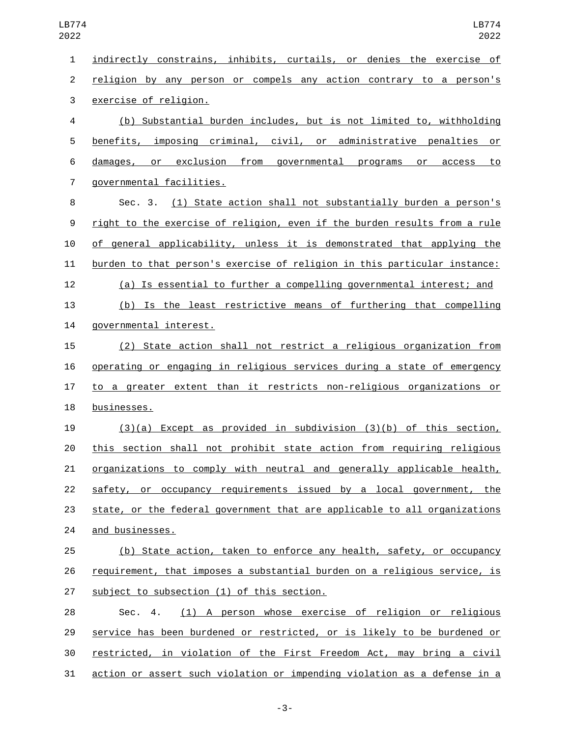indirectly constrains, inhibits, curtails, or denies the exercise of religion by any person or compels any action contrary to a person's exercise of religion.

(b) Substantial burden includes, but is not limited to, withholding benefits, imposing criminal, civil, or administrative penalties or damages, or exclusion from governmental programs or access to governmental facilities.

Sec. 3. (1) State action shall not substantially burden a person's right to the exercise of religion, even if the burden results from a rule of general applicability, unless it is demonstrated that applying the burden to that person's exercise of religion in this particular instance:

(a) Is essential to further a compelling governmental interest; and

(b) Is the least restrictive means of furthering that compelling governmental interest.

(2) State action shall not restrict a religious organization from operating or engaging in religious services during a state of emergency to a greater extent than it restricts non-religious organizations or businesses.

(3)(a) Except as provided in subdivision (3)(b) of this section, this section shall not prohibit state action from requiring religious organizations to comply with neutral and generally applicable health, safety, or occupancy requirements issued by a local government, the state, or the federal government that are applicable to all organizations and businesses.

(b) State action, taken to enforce any health, safety, or occupancy requirement, that imposes a substantial burden on a religious service, is subject to subsection (1) of this section.

Sec. 4. (1) A person whose exercise of religion or religious service has been burdened or restricted, or is likely to be burdened or restricted, in violation of the First Freedom Act, may bring a civil action or assert such violation or impending violation as a defense in a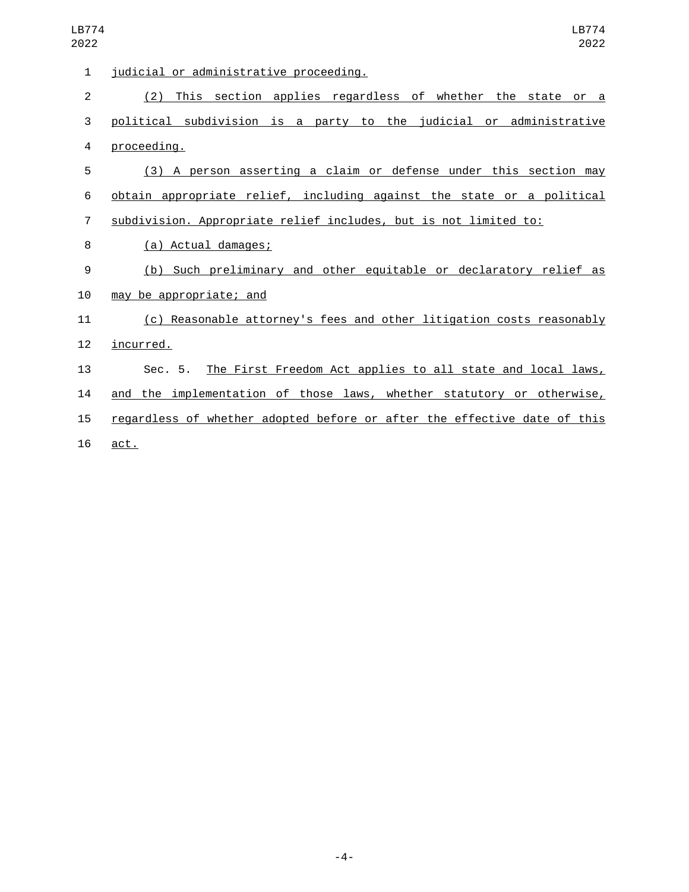judicial or administrative proceeding.

(2) This section applies regardless of whether the state or a political subdivision is a party to the judicial or administrative proceeding.

(3) A person asserting a claim or defense under this section may obtain appropriate relief, including against the state or a political subdivision. Appropriate relief includes, but is not limited to:

(a) Actual damages;

(b) Such preliminary and other equitable or declaratory relief as may be appropriate; and

(c) Reasonable attorney's fees and other litigation costs reasonably incurred.

Sec. 5. The First Freedom Act applies to all state and local laws, and the implementation of those laws, whether statutory or otherwise, regardless of whether adopted before or after the effective date of this act.